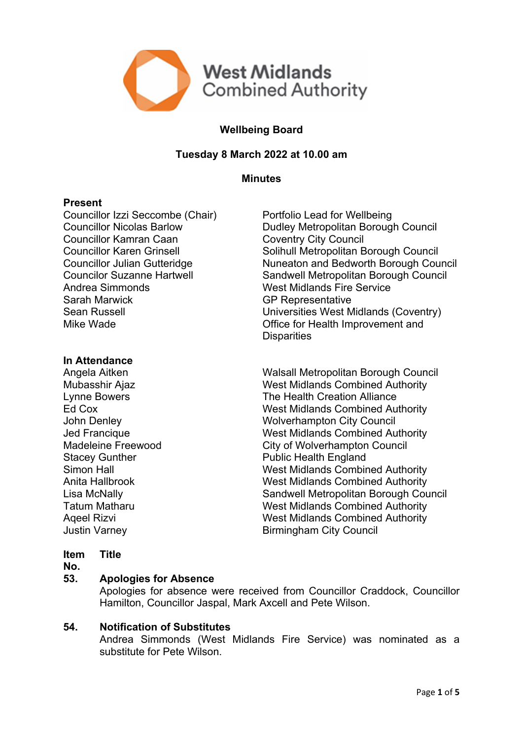West Midlands Combined Authority

**Wellbeing Board**

**Tuesday 8 March 2022 at 10.00 am**

**Minutes**

**Present**

| | |
|---|---|
| Councillor Izzi Seccombe (Chair) | Portfolio Lead for Wellbeing |
| Councillor Nicolas Barlow | Dudley Metropolitan Borough Council |
| Councillor Kamran Caan | Coventry City Council |
| Councillor Karen Grinsell | Solihull Metropolitan Borough Council |
| Councillor Julian Gutteridge | Nuneaton and Bedworth Borough Council |
| Councilor Suzanne Hartwell | Sandwell Metropolitan Borough Council |
| Andrea Simmonds | West Midlands Fire Service |
| Sarah Marwick | GP Representative |
| Sean Russell | Universities West Midlands (Coventry) |
| Mike Wade | Office for Health Improvement and Disparities |

**In Attendance**

| | |
|---|---|
| Angela Aitken | Walsall Metropolitan Borough Council |
| Mubasshir Ajaz | West Midlands Combined Authority |
| Lynne Bowers | The Health Creation Alliance |
| Ed Cox | West Midlands Combined Authority |
| John Denley | Wolverhampton City Council |
| Jed Francique | West Midlands Combined Authority |
| Madeleine Freewood | City of Wolverhampton Council |
| Stacey Gunther | Public Health England |
| Simon Hall | West Midlands Combined Authority |
| Anita Hallbrook | West Midlands Combined Authority |
| Lisa McNally | Sandwell Metropolitan Borough Council |
| Tatum Matharu | West Midlands Combined Authority |
| Aqeel Rizvi | West Midlands Combined Authority |
| Justin Varney | Birmingham City Council |

**Item No.** **Title**

**53. Apologies for Absence**

Apologies for absence were received from Councillor Craddock, Councillor Hamilton, Councillor Jaspal, Mark Axcell and Pete Wilson.

**54. Notification of Substitutes**

Andrea Simmonds (West Midlands Fire Service) was nominated as a substitute for Pete Wilson.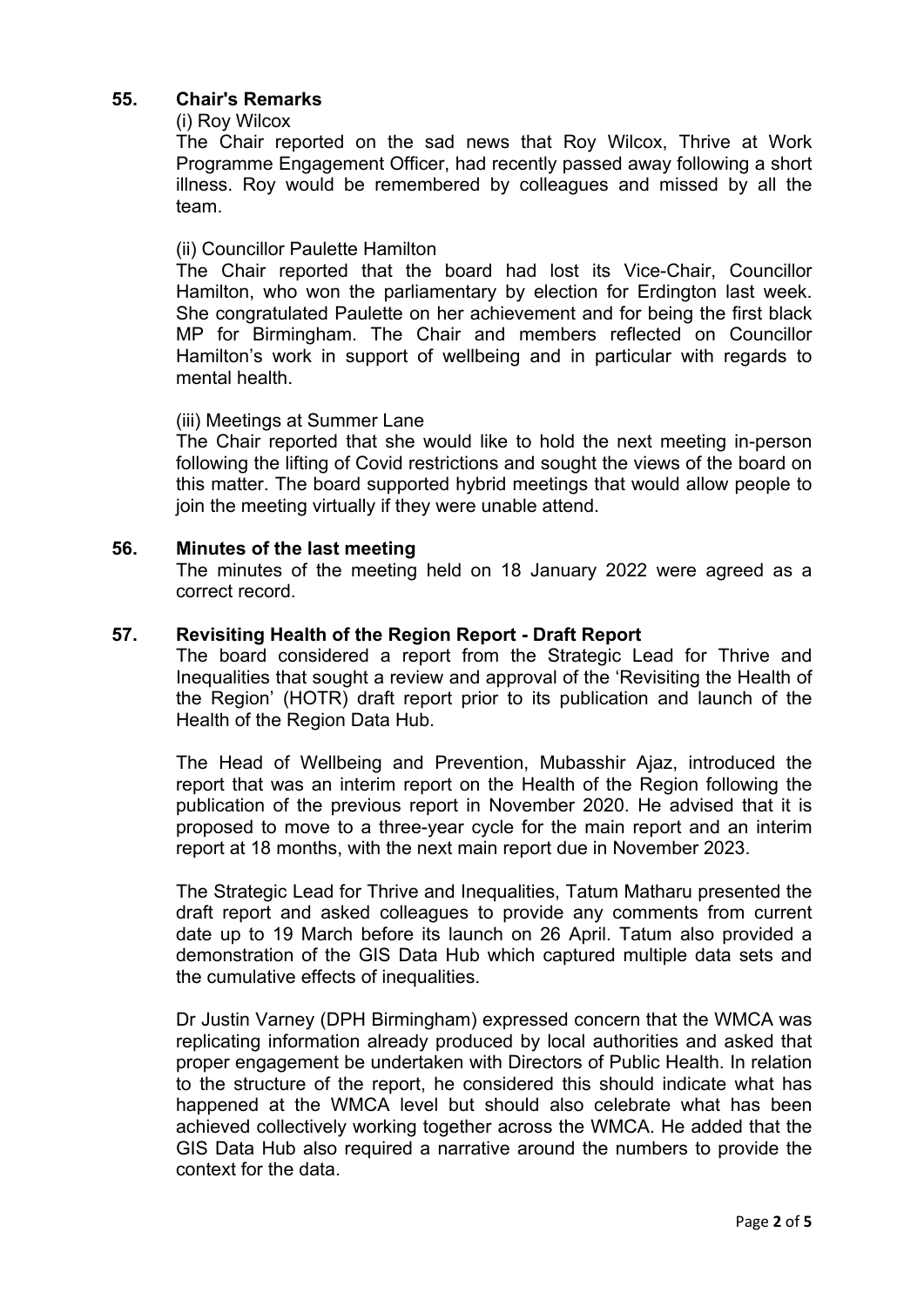## 55. Chair's Remarks

(i) Roy Wilcox

The Chair reported on the sad news that Roy Wilcox, Thrive at Work Programme Engagement Officer, had recently passed away following a short illness. Roy would be remembered by colleagues and missed by all the team.

(ii) Councillor Paulette Hamilton

The Chair reported that the board had lost its Vice-Chair, Councillor Hamilton, who won the parliamentary by election for Erdington last week. She congratulated Paulette on her achievement and for being the first black MP for Birmingham. The Chair and members reflected on Councillor Hamilton's work in support of wellbeing and in particular with regards to mental health.

(iii) Meetings at Summer Lane

The Chair reported that she would like to hold the next meeting in-person following the lifting of Covid restrictions and sought the views of the board on this matter. The board supported hybrid meetings that would allow people to join the meeting virtually if they were unable attend.

## 56. Minutes of the last meeting

The minutes of the meeting held on 18 January 2022 were agreed as a correct record.

## 57. Revisiting Health of the Region Report - Draft Report

The board considered a report from the Strategic Lead for Thrive and Inequalities that sought a review and approval of the 'Revisiting the Health of the Region' (HOTR) draft report prior to its publication and launch of the Health of the Region Data Hub.

The Head of Wellbeing and Prevention, Mubasshir Ajaz, introduced the report that was an interim report on the Health of the Region following the publication of the previous report in November 2020. He advised that it is proposed to move to a three-year cycle for the main report and an interim report at 18 months, with the next main report due in November 2023.

The Strategic Lead for Thrive and Inequalities, Tatum Matharu presented the draft report and asked colleagues to provide any comments from current date up to 19 March before its launch on 26 April. Tatum also provided a demonstration of the GIS Data Hub which captured multiple data sets and the cumulative effects of inequalities.

Dr Justin Varney (DPH Birmingham) expressed concern that the WMCA was replicating information already produced by local authorities and asked that proper engagement be undertaken with Directors of Public Health. In relation to the structure of the report, he considered this should indicate what has happened at the WMCA level but should also celebrate what has been achieved collectively working together across the WMCA. He added that the GIS Data Hub also required a narrative around the numbers to provide the context for the data.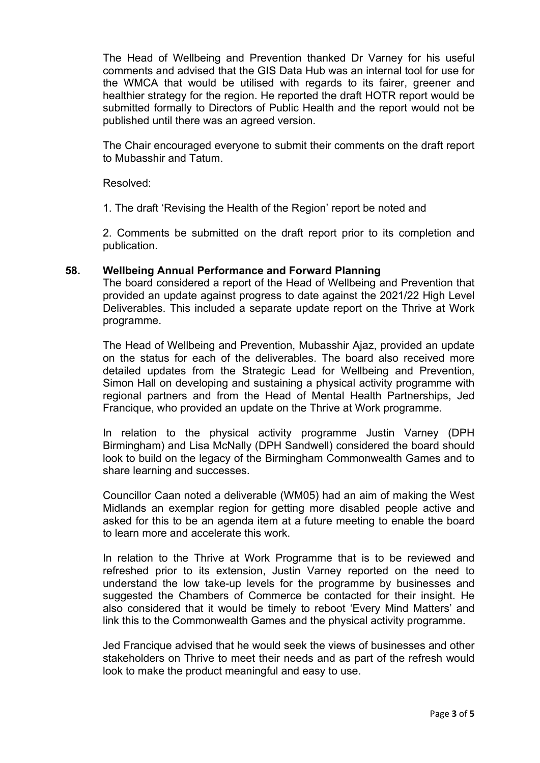The Head of Wellbeing and Prevention thanked Dr Varney for his useful comments and advised that the GIS Data Hub was an internal tool for use for the WMCA that would be utilised with regards to its fairer, greener and healthier strategy for the region. He reported the draft HOTR report would be submitted formally to Directors of Public Health and the report would not be published until there was an agreed version.

The Chair encouraged everyone to submit their comments on the draft report to Mubasshir and Tatum.

Resolved:

1. The draft 'Revising the Health of the Region' report be noted and

2. Comments be submitted on the draft report prior to its completion and publication.

## 58. Wellbeing Annual Performance and Forward Planning

The board considered a report of the Head of Wellbeing and Prevention that provided an update against progress to date against the 2021/22 High Level Deliverables. This included a separate update report on the Thrive at Work programme.

The Head of Wellbeing and Prevention, Mubasshir Ajaz, provided an update on the status for each of the deliverables. The board also received more detailed updates from the Strategic Lead for Wellbeing and Prevention, Simon Hall on developing and sustaining a physical activity programme with regional partners and from the Head of Mental Health Partnerships, Jed Francique, who provided an update on the Thrive at Work programme.

In relation to the physical activity programme Justin Varney (DPH Birmingham) and Lisa McNally (DPH Sandwell) considered the board should look to build on the legacy of the Birmingham Commonwealth Games and to share learning and successes.

Councillor Caan noted a deliverable (WM05) had an aim of making the West Midlands an exemplar region for getting more disabled people active and asked for this to be an agenda item at a future meeting to enable the board to learn more and accelerate this work.

In relation to the Thrive at Work Programme that is to be reviewed and refreshed prior to its extension, Justin Varney reported on the need to understand the low take-up levels for the programme by businesses and suggested the Chambers of Commerce be contacted for their insight. He also considered that it would be timely to reboot 'Every Mind Matters' and link this to the Commonwealth Games and the physical activity programme.

Jed Francique advised that he would seek the views of businesses and other stakeholders on Thrive to meet their needs and as part of the refresh would look to make the product meaningful and easy to use.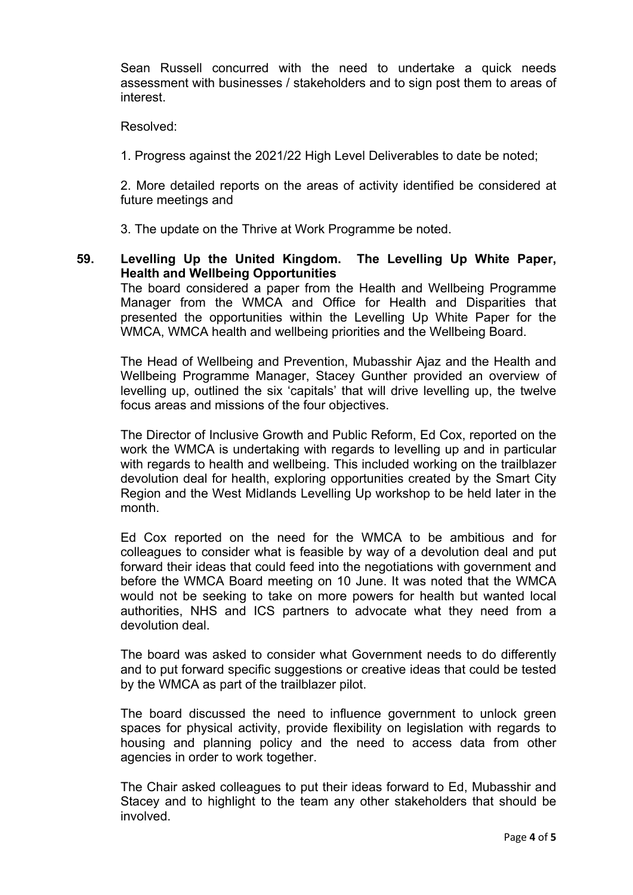Sean Russell concurred with the need to undertake a quick needs assessment with businesses / stakeholders and to sign post them to areas of interest.

Resolved:

1. Progress against the 2021/22 High Level Deliverables to date be noted;

2. More detailed reports on the areas of activity identified be considered at future meetings and

3. The update on the Thrive at Work Programme be noted.

**59. Levelling Up the United Kingdom. The Levelling Up White Paper, Health and Wellbeing Opportunities**

The board considered a paper from the Health and Wellbeing Programme Manager from the WMCA and Office for Health and Disparities that presented the opportunities within the Levelling Up White Paper for the WMCA, WMCA health and wellbeing priorities and the Wellbeing Board.

The Head of Wellbeing and Prevention, Mubasshir Ajaz and the Health and Wellbeing Programme Manager, Stacey Gunther provided an overview of levelling up, outlined the six 'capitals' that will drive levelling up, the twelve focus areas and missions of the four objectives.

The Director of Inclusive Growth and Public Reform, Ed Cox, reported on the work the WMCA is undertaking with regards to levelling up and in particular with regards to health and wellbeing. This included working on the trailblazer devolution deal for health, exploring opportunities created by the Smart City Region and the West Midlands Levelling Up workshop to be held later in the month.

Ed Cox reported on the need for the WMCA to be ambitious and for colleagues to consider what is feasible by way of a devolution deal and put forward their ideas that could feed into the negotiations with government and before the WMCA Board meeting on 10 June. It was noted that the WMCA would not be seeking to take on more powers for health but wanted local authorities, NHS and ICS partners to advocate what they need from a devolution deal.

The board was asked to consider what Government needs to do differently and to put forward specific suggestions or creative ideas that could be tested by the WMCA as part of the trailblazer pilot.

The board discussed the need to influence government to unlock green spaces for physical activity, provide flexibility on legislation with regards to housing and planning policy and the need to access data from other agencies in order to work together.

The Chair asked colleagues to put their ideas forward to Ed, Mubasshir and Stacey and to highlight to the team any other stakeholders that should be involved.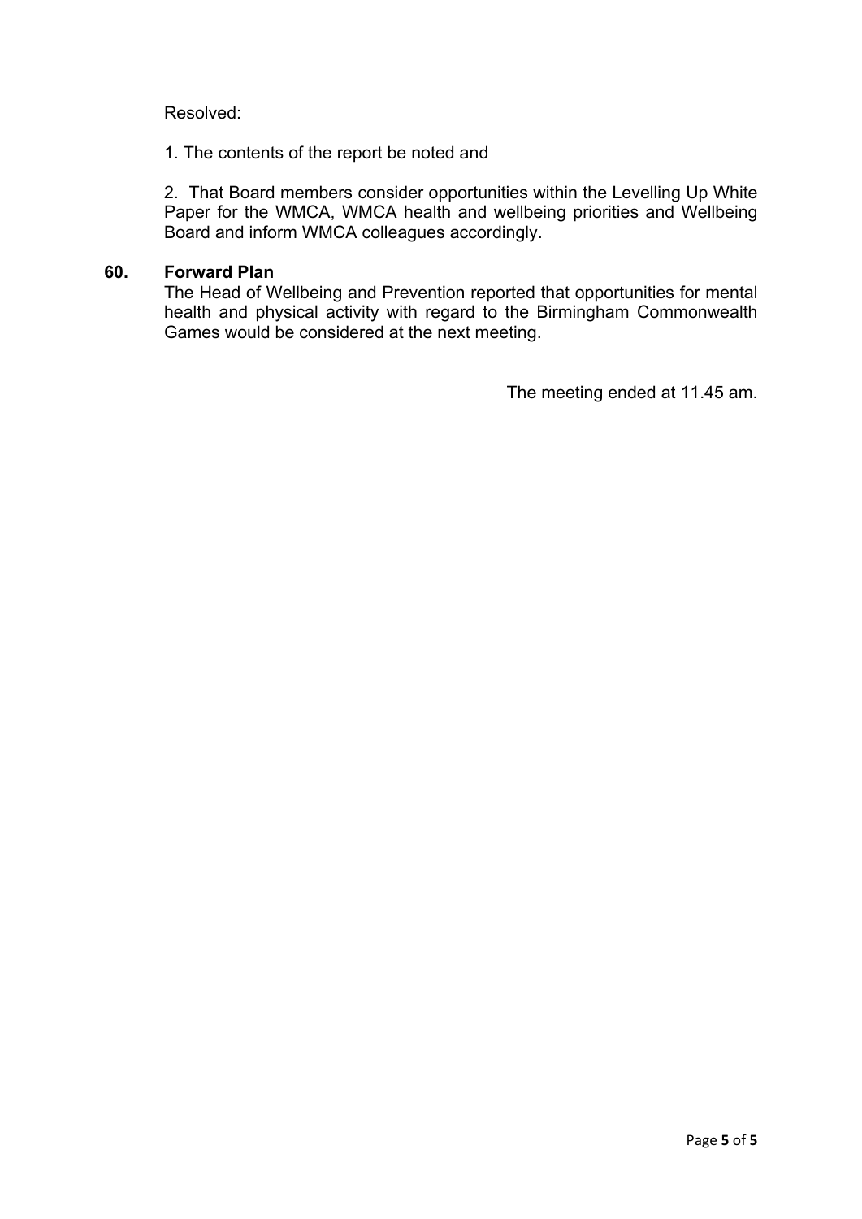Resolved:

1. The contents of the report be noted and

2. That Board members consider opportunities within the Levelling Up White Paper for the WMCA, WMCA health and wellbeing priorities and Wellbeing Board and inform WMCA colleagues accordingly.

**60. Forward Plan**

The Head of Wellbeing and Prevention reported that opportunities for mental health and physical activity with regard to the Birmingham Commonwealth Games would be considered at the next meeting.

The meeting ended at 11.45 am.